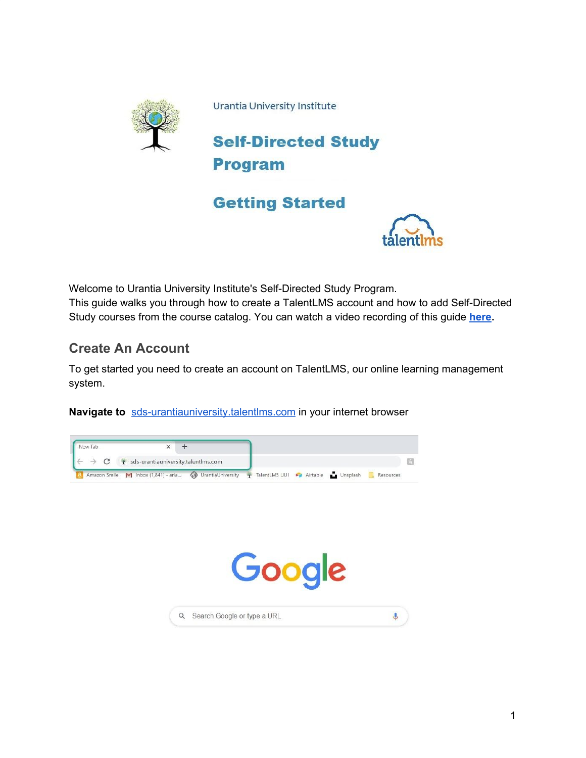Urantia University Institute

# Self-Directed Study Program

# Getting Started

Welcome to Urantia University Institute's Self-Directed Study Program.
This guide walks you through how to create a TalentLMS account and how to add Self-Directed Study courses from the course catalog. You can watch a video recording of this guide **here**.

## Create An Account

To get started you need to create an account on TalentLMS, our online learning management system.

**Navigate to** sds-urantiauniversity.talentlms.com in your internet browser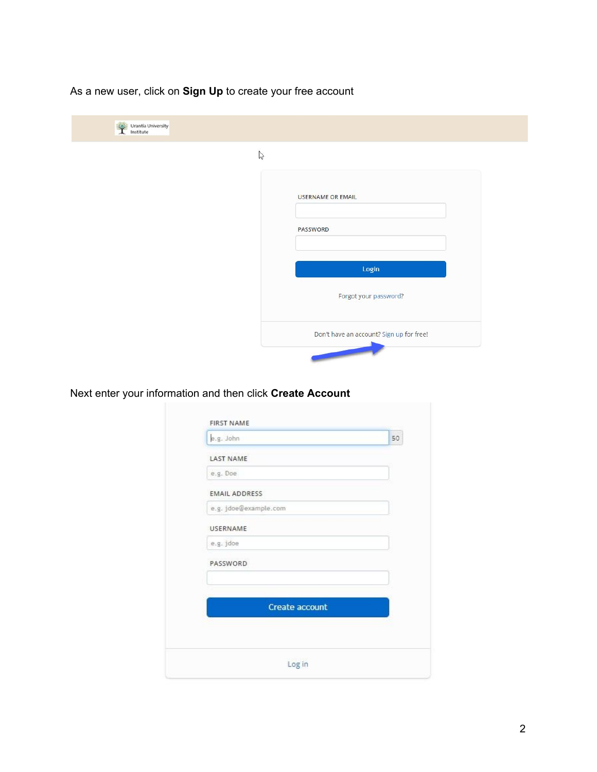As a new user, click on **Sign Up** to create your free account

Next enter your information and then click **Create Account**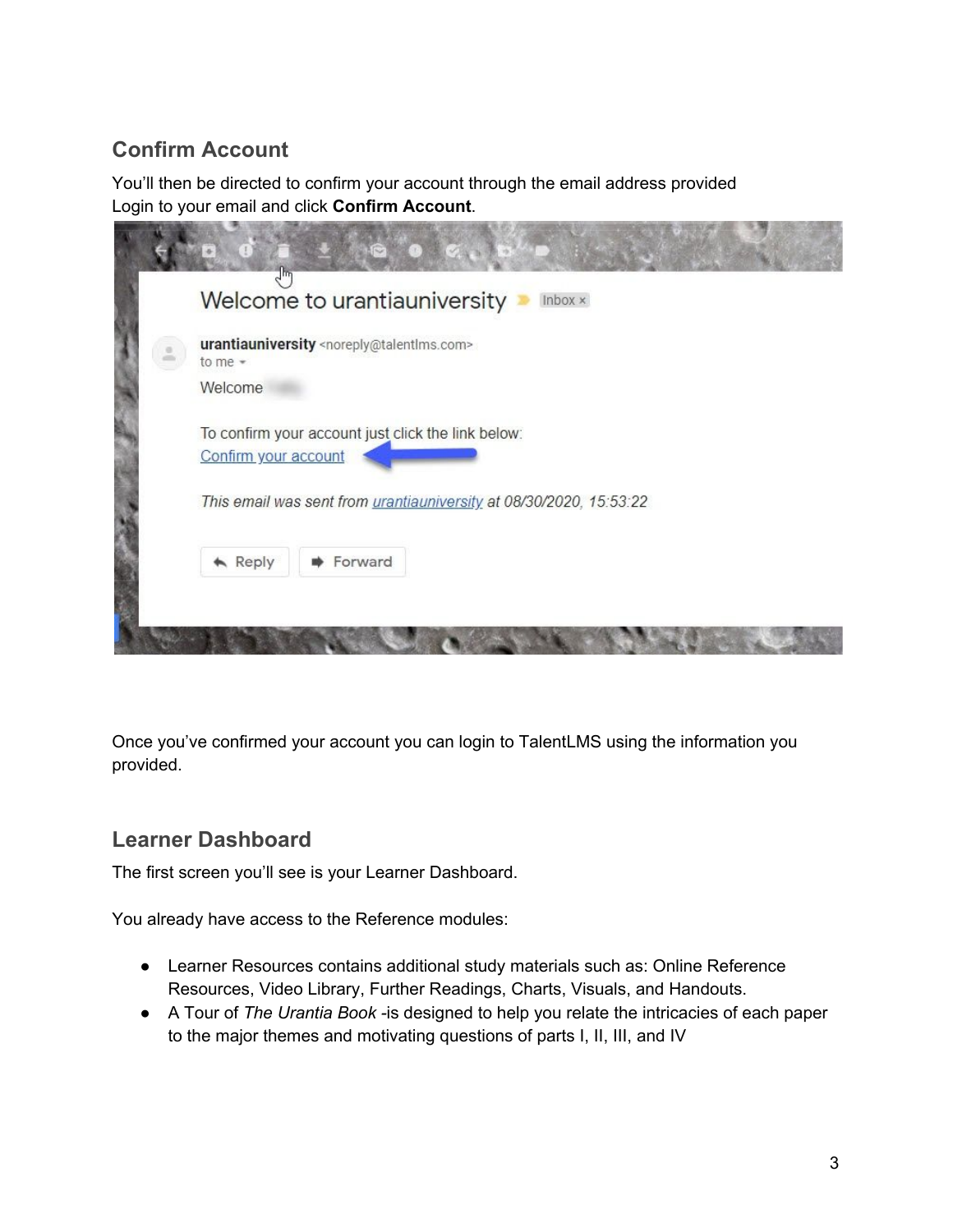## Confirm Account

You'll then be directed to confirm your account through the email address provided
Login to your email and click **Confirm Account**.

Once you've confirmed your account you can login to TalentLMS using the information you provided.

## Learner Dashboard

The first screen you'll see is your Learner Dashboard.

You already have access to the Reference modules:

- Learner Resources contains additional study materials such as: Online Reference Resources, Video Library, Further Readings, Charts, Visuals, and Handouts.
- A Tour of *The Urantia Book* -is designed to help you relate the intricacies of each paper to the major themes and motivating questions of parts I, II, III, and IV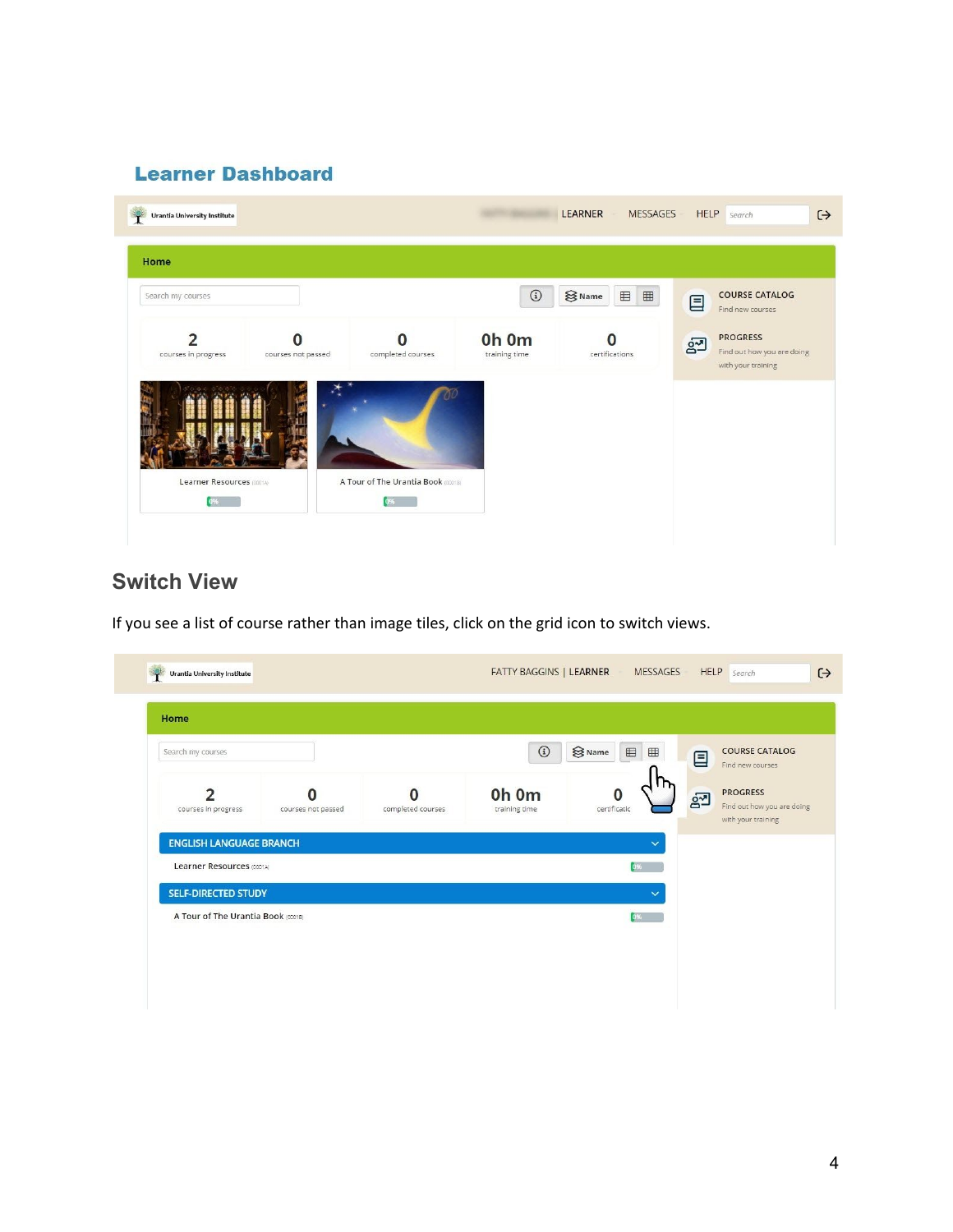## Learner Dashboard

## Switch View

If you see a list of course rather than image tiles, click on the grid icon to switch views.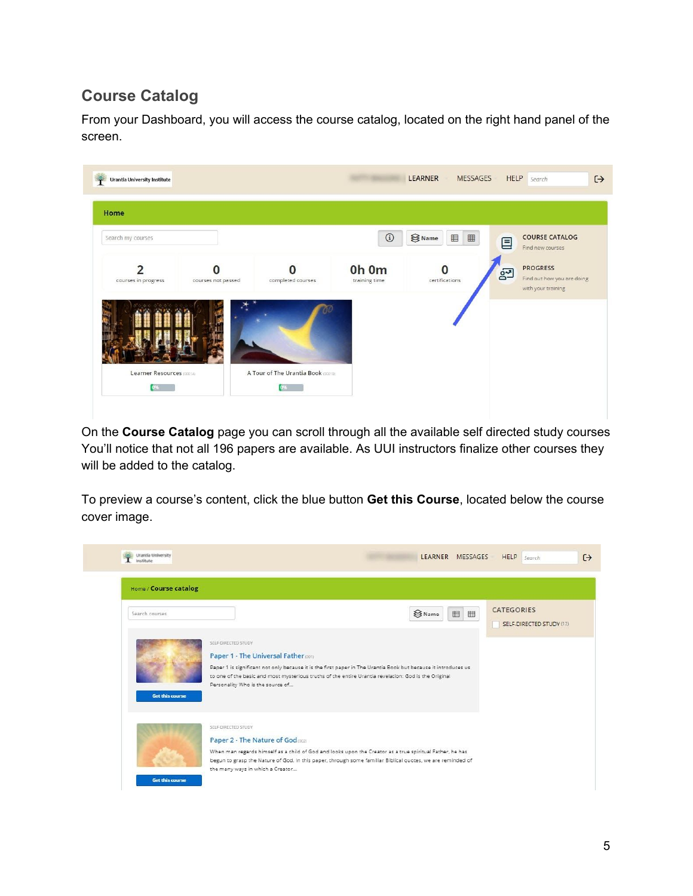## Course Catalog

From your Dashboard, you will access the course catalog, located on the right hand panel of the screen.

On the **Course Catalog** page you can scroll through all the available self directed study courses You'll notice that not all 196 papers are available. As UUI instructors finalize other courses they will be added to the catalog.

To preview a course's content, click the blue button **Get this Course**, located below the course cover image.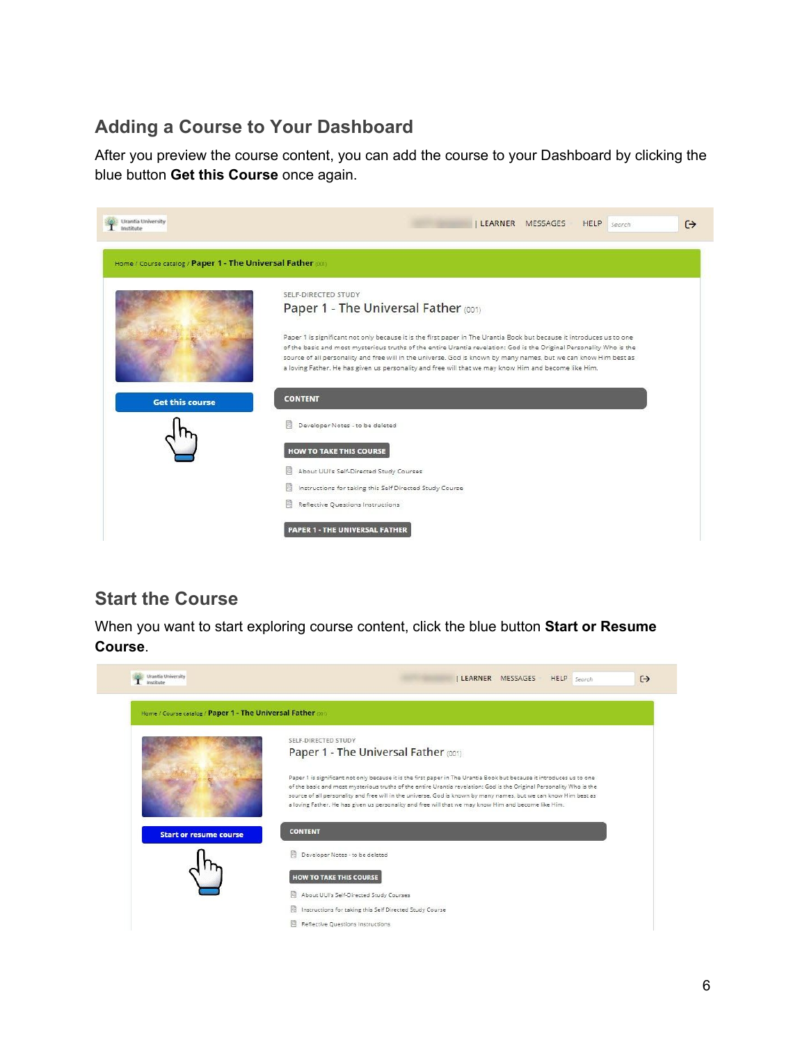## Adding a Course to Your Dashboard

After you preview the course content, you can add the course to your Dashboard by clicking the blue button **Get this Course** once again.

## Start the Course

When you want to start exploring course content, click the blue button **Start or Resume Course**.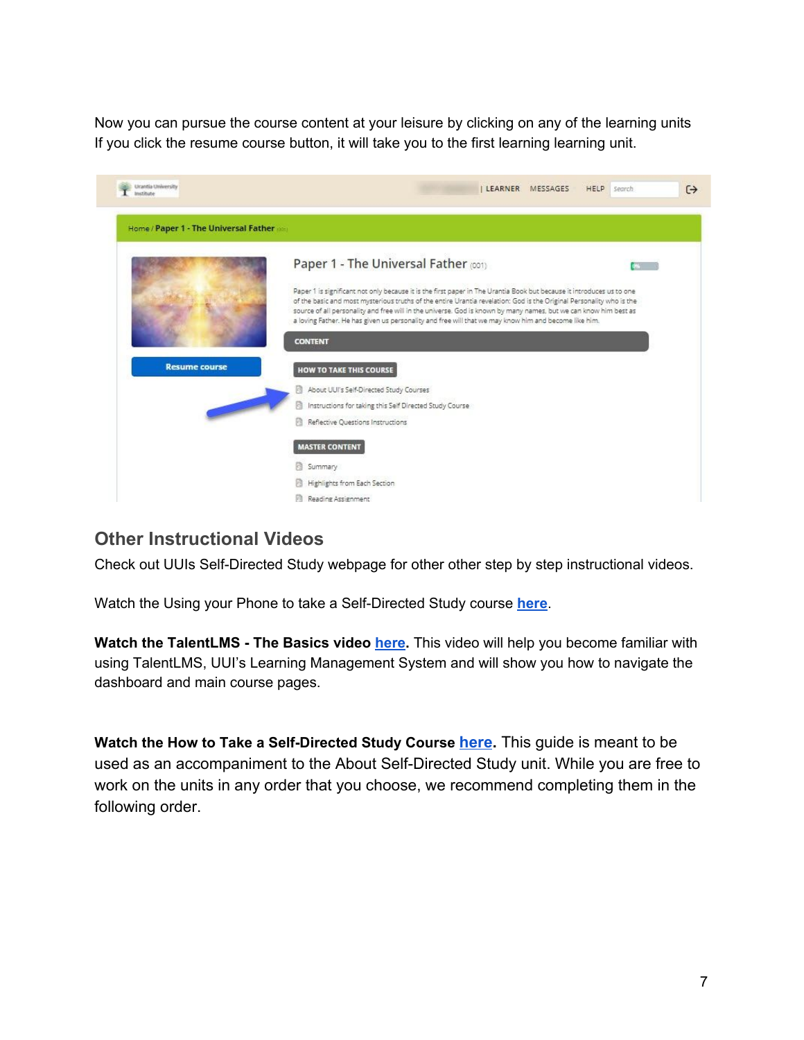Now you can pursue the course content at your leisure by clicking on any of the learning units If you click the resume course button, it will take you to the first learning learning unit.

## Other Instructional Videos

Check out UUIs Self-Directed Study webpage for other other step by step instructional videos.

Watch the Using your Phone to take a Self-Directed Study course [here](#).

**Watch the TalentLMS - The Basics video [here](#).** This video will help you become familiar with using TalentLMS, UUI's Learning Management System and will show you how to navigate the dashboard and main course pages.

**Watch the How to Take a Self-Directed Study Course [here](#).** This guide is meant to be used as an accompaniment to the About Self-Directed Study unit. While you are free to work on the units in any order that you choose, we recommend completing them in the following order.